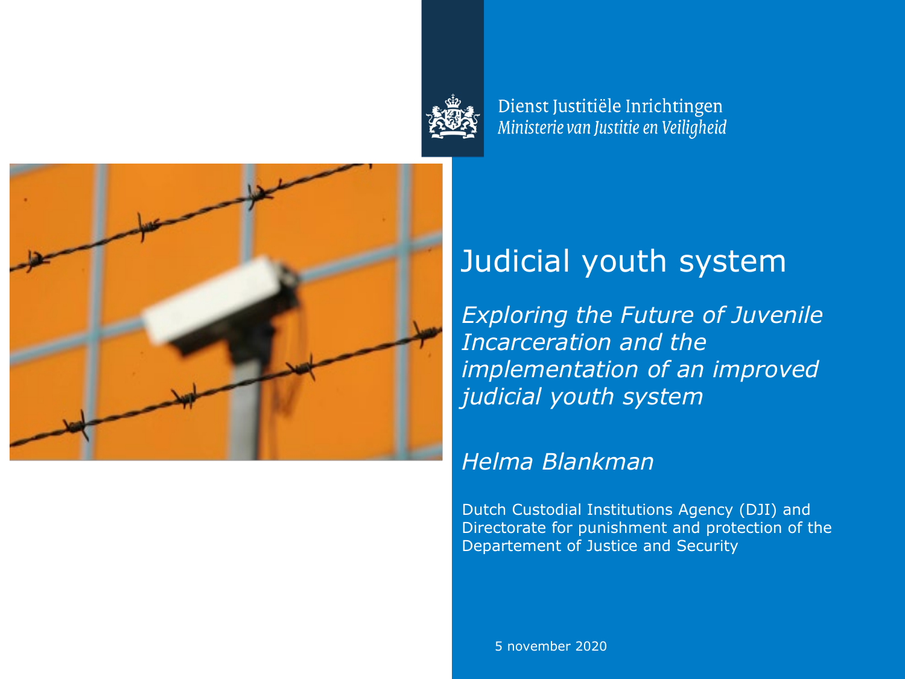Dienst Justitiële Inrichtingen
*Ministerie van Justitie en Veiligheid*

# Judicial youth system

*Exploring the Future of Juvenile Incarceration and the implementation of an improved judicial youth system*

*Helma Blankman*

Dutch Custodial Institutions Agency (DJI) and Directorate for punishment and protection of the Departement of Justice and Security

5 november 2020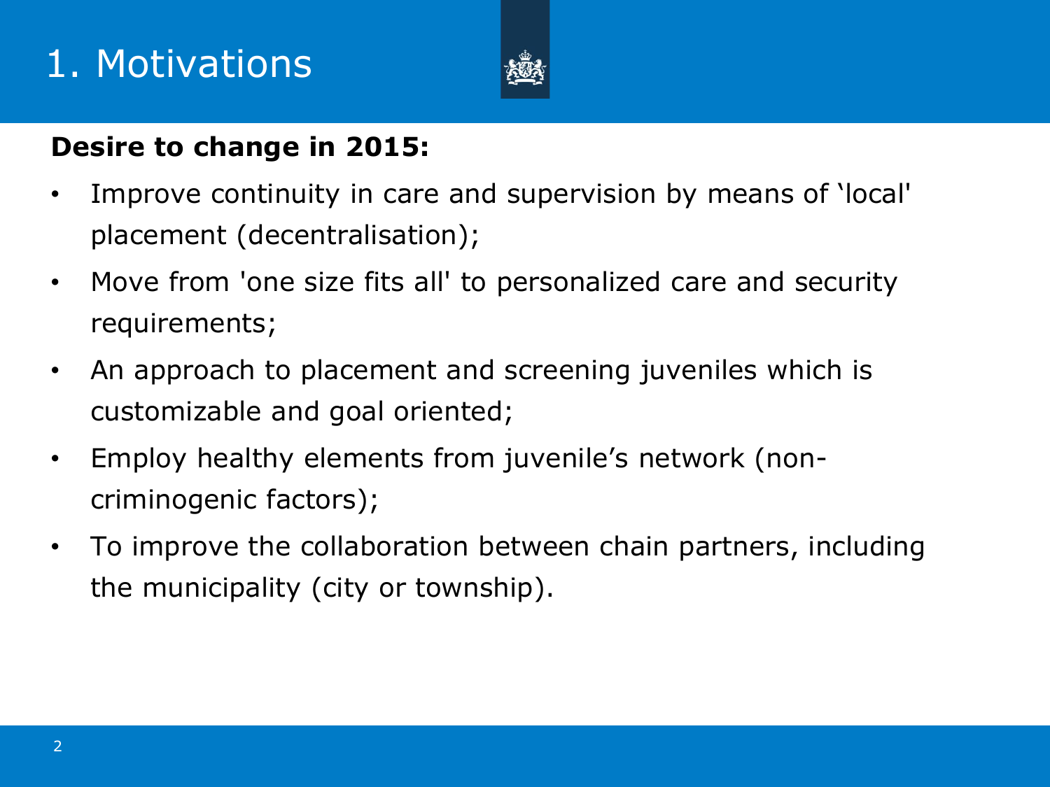# 1. Motivations

**Desire to change in 2015:**

- Improve continuity in care and supervision by means of 'local' placement (decentralisation);
- Move from 'one size fits all' to personalized care and security requirements;
- An approach to placement and screening juveniles which is customizable and goal oriented;
- Employ healthy elements from juvenile's network (non-criminogenic factors);
- To improve the collaboration between chain partners, including the municipality (city or township).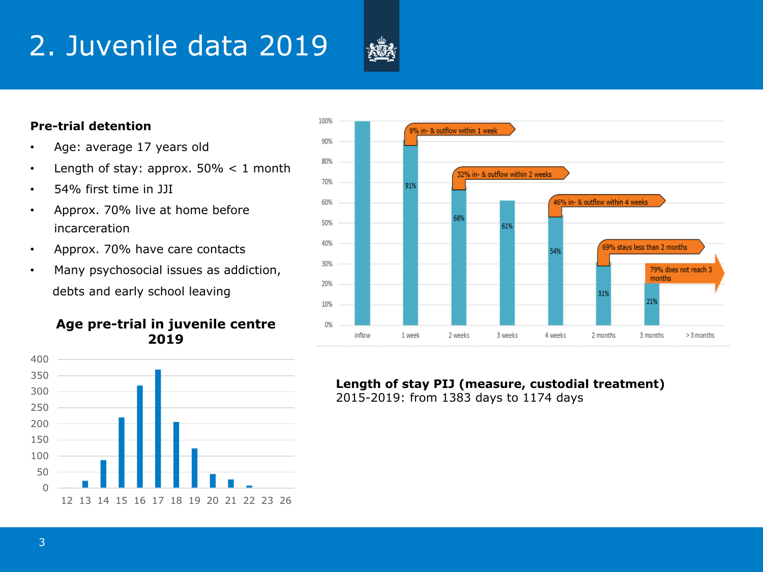# 2. Juvenile data 2019

**Pre-trial detention**

- Age: average 17 years old
- Length of stay: approx. 50% < 1 month
- 54% first time in JJI
- Approx. 70% live at home before incarceration
- Approx. 70% have care contacts
- Many psychosocial issues as addiction, debts and early school leaving

**Age pre-trial in juvenile centre 2019**

| Age | 12 | 13 | 14 | 15 | 16 | 17 | 18 | 19 | 20 | 21 | 22 | 23 | 26 |
|---|---|---|---|---|---|---|---|---|---|---|---|---|---|

| Stay | inflow | 1 week | 2 weeks | 3 weeks | 4 weeks | 2 months | 3 months | > 3 months |
|---|---|---|---|---|---|---|---|---|
| % | 100% | 91% | 68% | 61% | 54% | 31% | 21% | |

- 9% in- & outflow within 1 week
- 32% in- & outflow within 2 weeks
- 46% in- & outflow within 4 weeks
- 69% stays less than 2 months
- 79% does not reach 3 months

**Length of stay PIJ (measure, custodial treatment)**
2015-2019: from 1383 days to 1174 days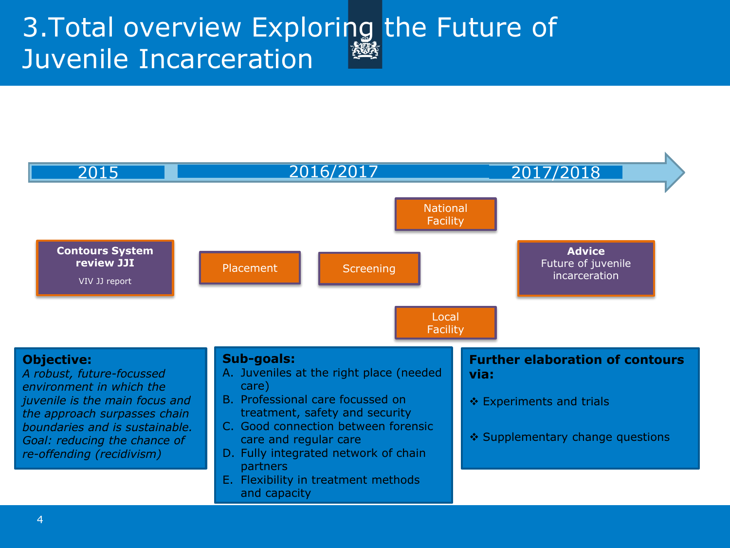# 3.Total overview Exploring the Future of Juvenile Incarceration

2015 — 2016/2017 — 2017/2018

**Contours System review JJI**
VIV JJ report

Placement

Screening

National Facility

Local Facility

**Advice**
Future of juvenile incarceration

**Objective:**
*A robust, future-focussed environment in which the juvenile is the main focus and the approach surpasses chain boundaries and is sustainable. Goal: reducing the chance of re-offending (recidivism)*

**Sub-goals:**

A. Juveniles at the right place (needed care)
B. Professional care focussed on treatment, safety and security
C. Good connection between forensic care and regular care
D. Fully integrated network of chain partners
E. Flexibility in treatment methods and capacity

**Further elaboration of contours via:**

- Experiments and trials
- Supplementary change questions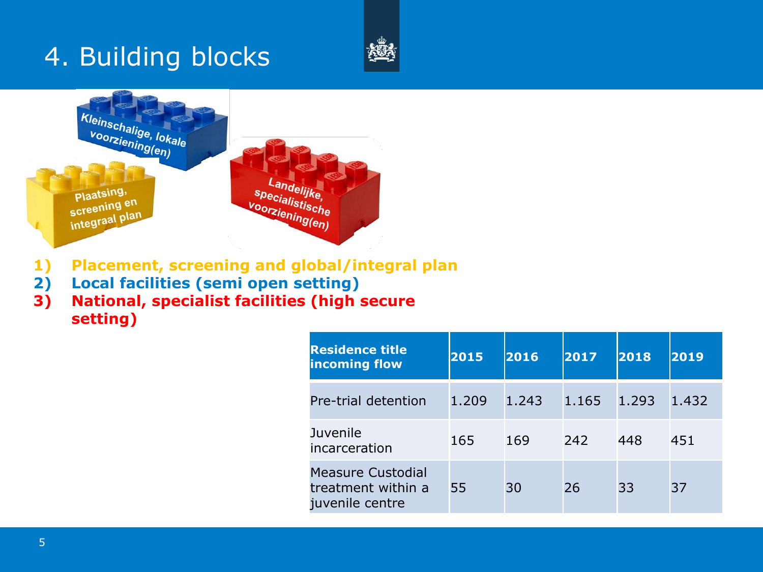# 4. Building blocks

Kleinschalige, lokale voorziening(en)

Plaatsing, screening en integraal plan

Landelijke, specialistische voorziening(en)

1) **Placement, screening and global/integral plan**
2) **Local facilities (semi open setting)**
3) **National, specialist facilities (high secure setting)**

| Residence title incoming flow | 2015 | 2016 | 2017 | 2018 | 2019 |
|---|---|---|---|---|---|
| Pre-trial detention | 1.209 | 1.243 | 1.165 | 1.293 | 1.432 |
| Juvenile incarceration | 165 | 169 | 242 | 448 | 451 |
| Measure Custodial treatment within a juvenile centre | 55 | 30 | 26 | 33 | 37 |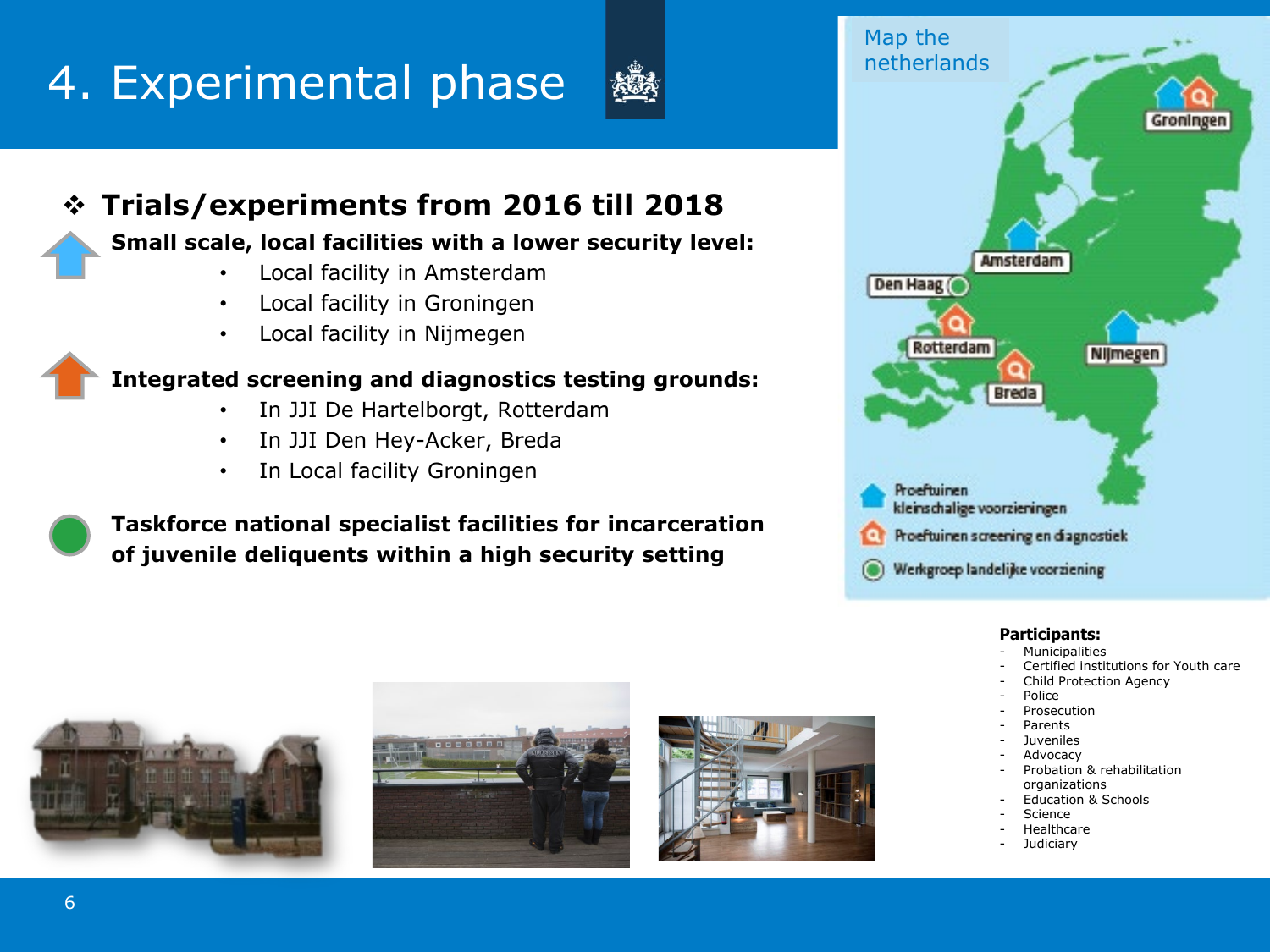# 4. Experimental phase

## ❖ Trials/experiments from 2016 till 2018

**Small scale, local facilities with a lower security level:**

- Local facility in Amsterdam
- Local facility in Groningen
- Local facility in Nijmegen

**Integrated screening and diagnostics testing grounds:**

- In JJI De Hartelborgt, Rotterdam
- In JJI Den Hey-Acker, Breda
- In Local facility Groningen

**Taskforce national specialist facilities for incarceration of juvenile deliquents within a high security setting**

Map the netherlands

Groningen

Amsterdam

Den Haag

Rotterdam

Nijmegen

Breda

Proeftuinen kleinschalige voorzieningen

Proeftuinen screening en diagnostiek

Werkgroep landelijke voorziening

**Participants:**

- Municipalities
- Certified institutions for Youth care
- Child Protection Agency
- Police
- Prosecution
- Parents
- Juveniles
- Advocacy
- Probation & rehabilitation organizations
- Education & Schools
- Science
- Healthcare
- Judiciary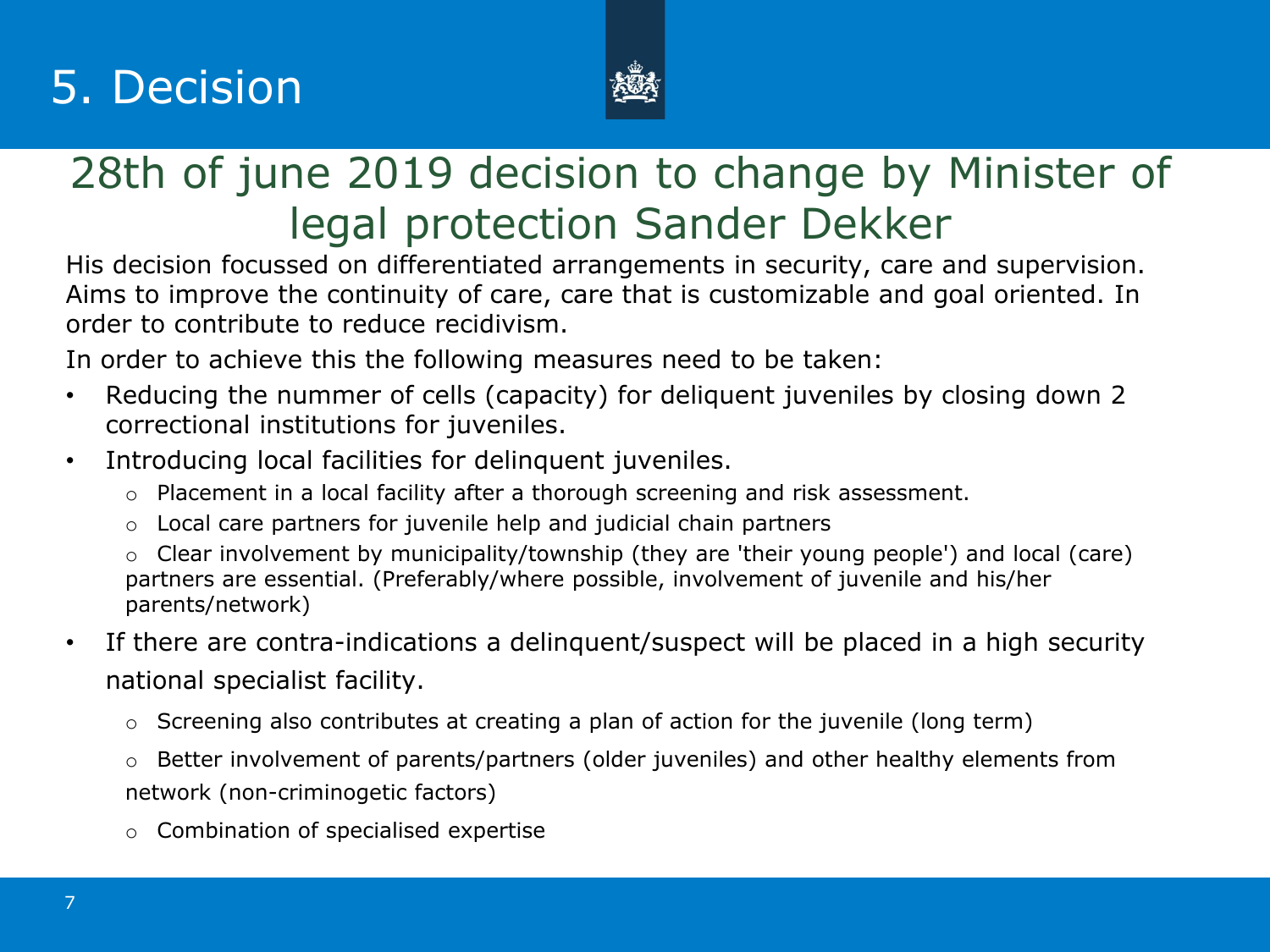# 5. Decision

## 28th of june 2019 decision to change by Minister of legal protection Sander Dekker

His decision focussed on differentiated arrangements in security, care and supervision. Aims to improve the continuity of care, care that is customizable and goal oriented. In order to contribute to reduce recidivism.

In order to achieve this the following measures need to be taken:

- Reducing the nummer of cells (capacity) for deliquent juveniles by closing down 2 correctional institutions for juveniles.
- Introducing local facilities for delinquent juveniles.
  - Placement in a local facility after a thorough screening and risk assessment.
  - Local care partners for juvenile help and judicial chain partners
  - Clear involvement by municipality/township (they are 'their young people') and local (care) partners are essential. (Preferably/where possible, involvement of juvenile and his/her parents/network)
- If there are contra-indications a delinquent/suspect will be placed in a high security national specialist facility.
  - Screening also contributes at creating a plan of action for the juvenile (long term)
  - Better involvement of parents/partners (older juveniles) and other healthy elements from network (non-criminogetic factors)
  - Combination of specialised expertise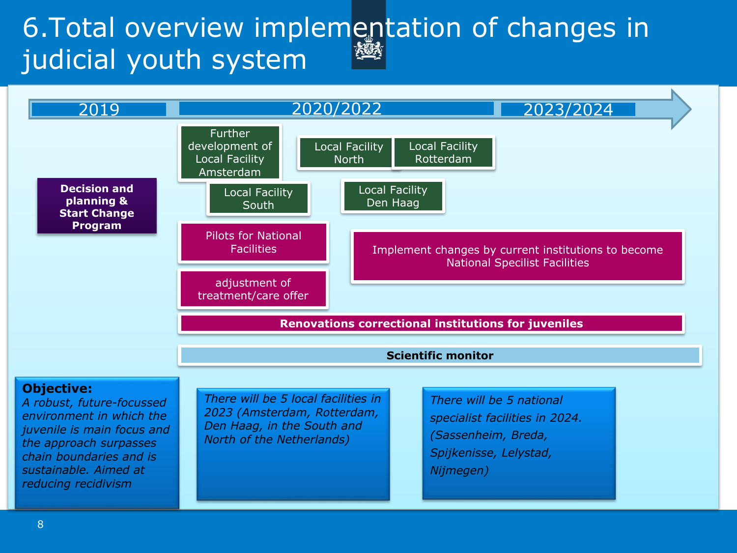# 6.Total overview implementation of changes in judicial youth system

**2019**

- **Decision and planning & Start Change Program**

**2020/2022**

- Further development of Local Facility Amsterdam
- Local Facility South
- Local Facility North
- Local Facility Rotterdam
- Local Facility Den Haag
- Pilots for National Facilities
- adjustment of treatment/care offer

**2023/2024**

- Implement changes by current institutions to become National Specilist Facilities

**Renovations correctional institutions for juveniles**

**Scientific monitor**

**Objective:**
*A robust, future-focussed environment in which the juvenile is main focus and the approach surpasses chain boundaries and is sustainable. Aimed at reducing recidivism*

*There will be 5 local facilities in 2023 (Amsterdam, Rotterdam, Den Haag, in the South and North of the Netherlands)*

*There will be 5 national specialist facilities in 2024. (Sassenheim, Breda, Spijkenisse, Lelystad, Nijmegen)*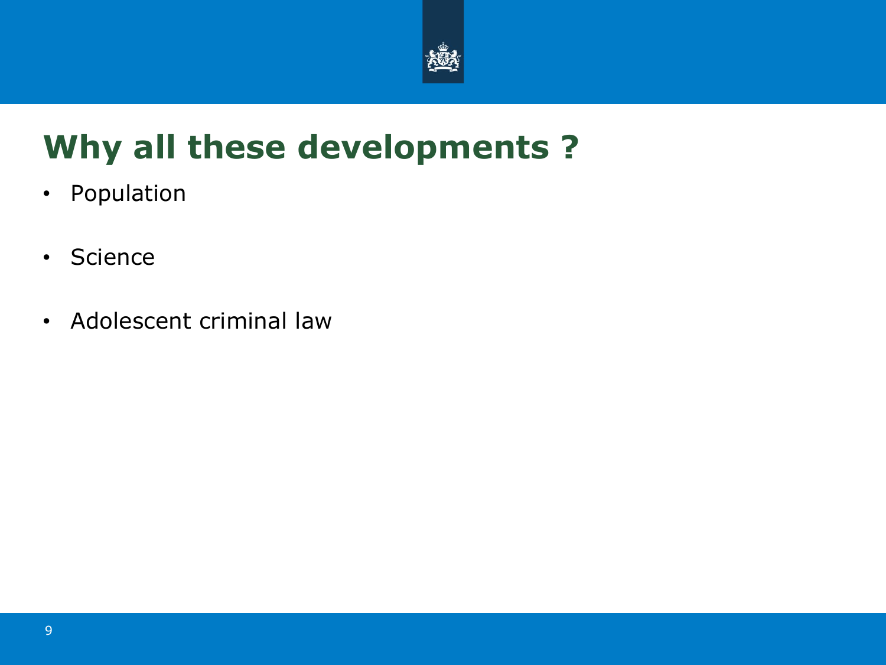# Why all these developments ?

- Population
- Science
- Adolescent criminal law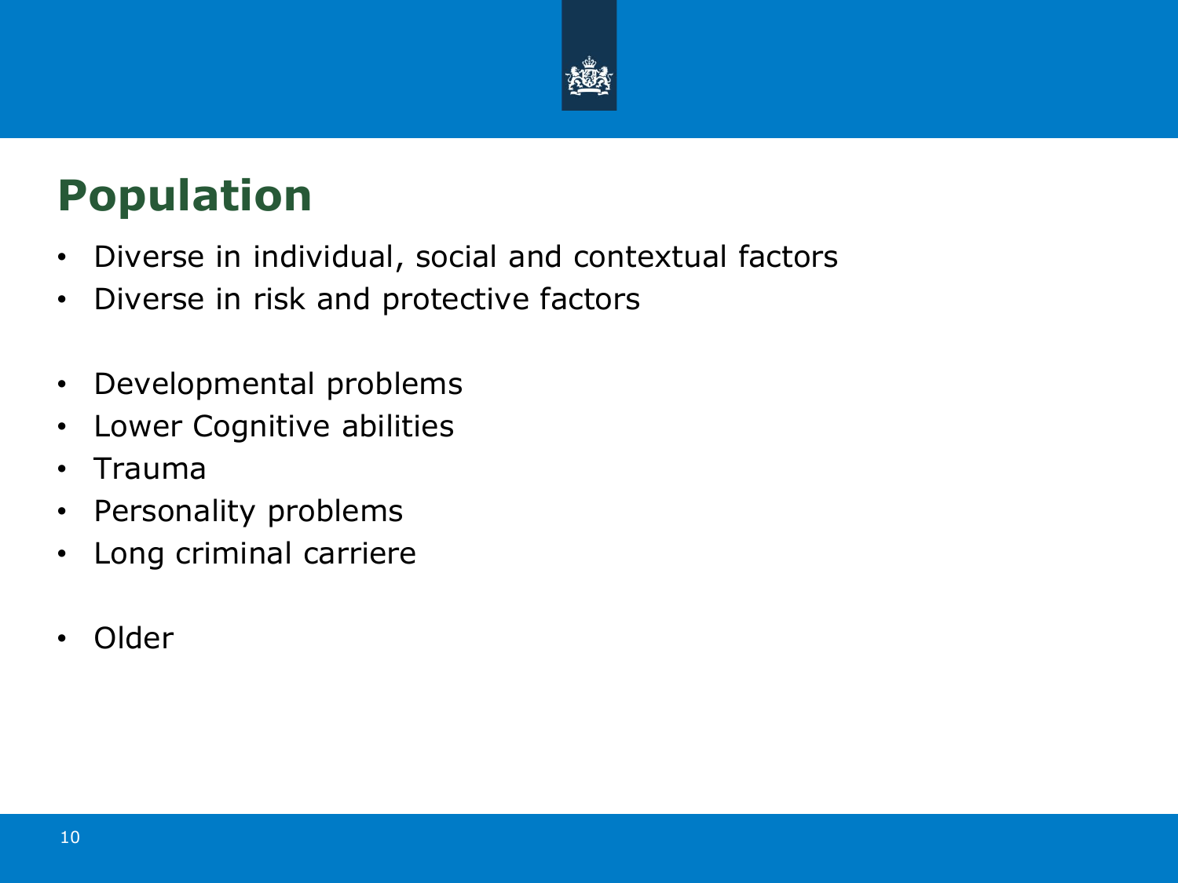# Population

- Diverse in individual, social and contextual factors
- Diverse in risk and protective factors

- Developmental problems
- Lower Cognitive abilities
- Trauma
- Personality problems
- Long criminal carriere

- Older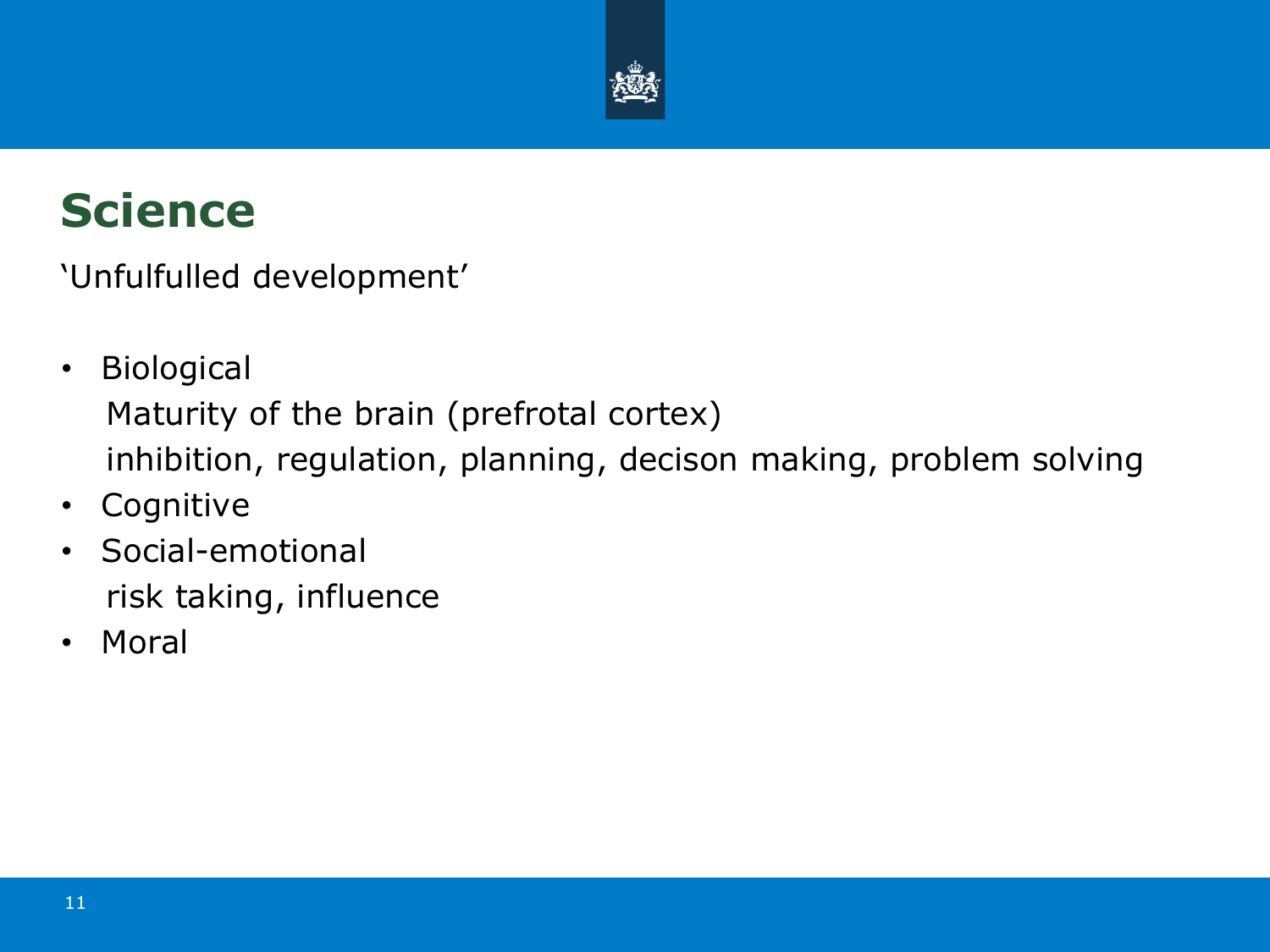# Science

'Unfulfulled development'

- Biological
  Maturity of the brain (prefrotal cortex)
  inhibition, regulation, planning, decison making, problem solving
- Cognitive
- Social-emotional
  risk taking, influence
- Moral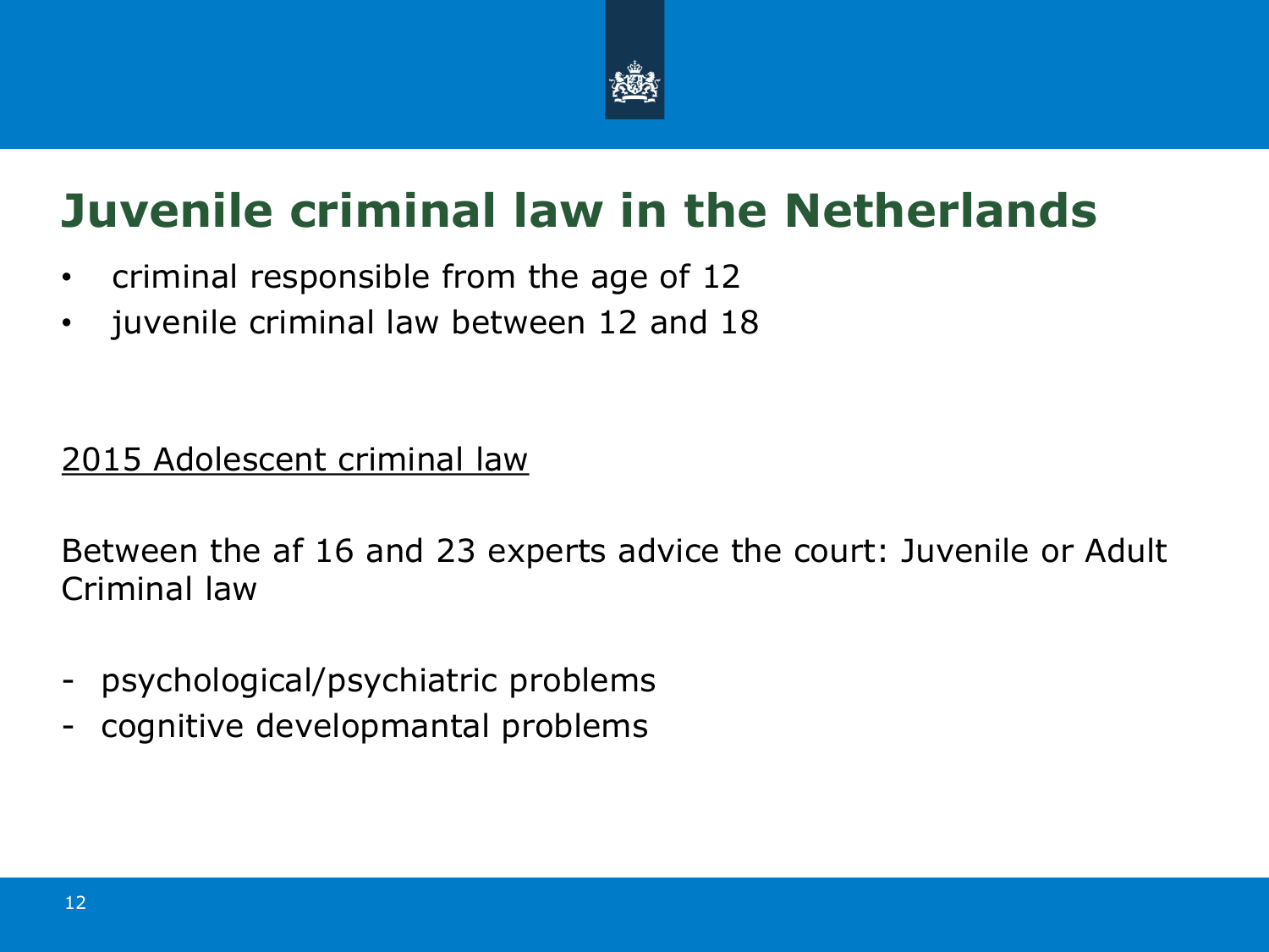# Juvenile criminal law in the Netherlands

- criminal responsible from the age of 12
- juvenile criminal law between 12 and 18

<u>2015 Adolescent criminal law</u>

Between the af 16 and 23 experts advice the court: Juvenile or Adult Criminal law

- psychological/psychiatric problems
- cognitive developmantal problems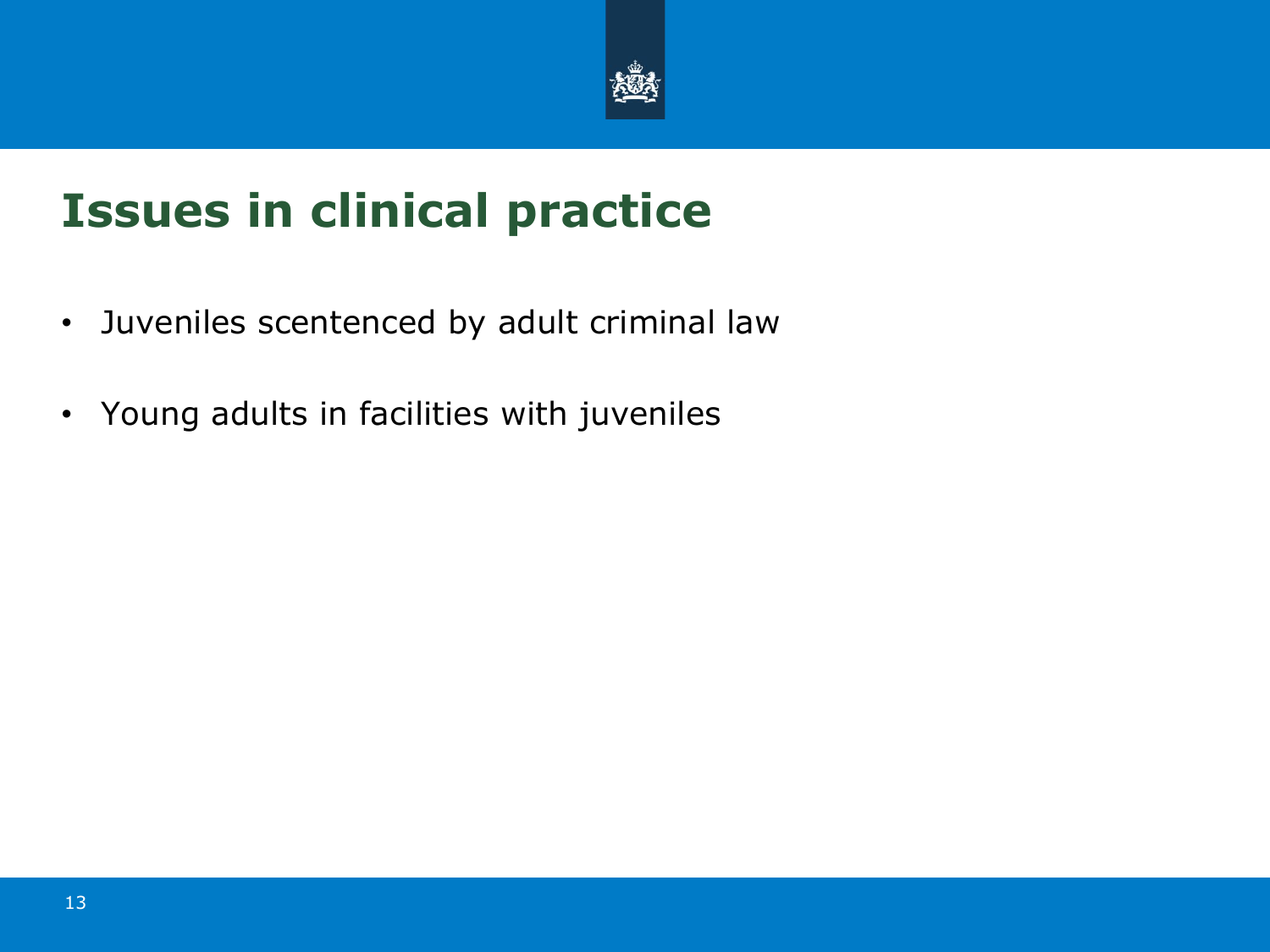# Issues in clinical practice

- Juveniles scentenced by adult criminal law
- Young adults in facilities with juveniles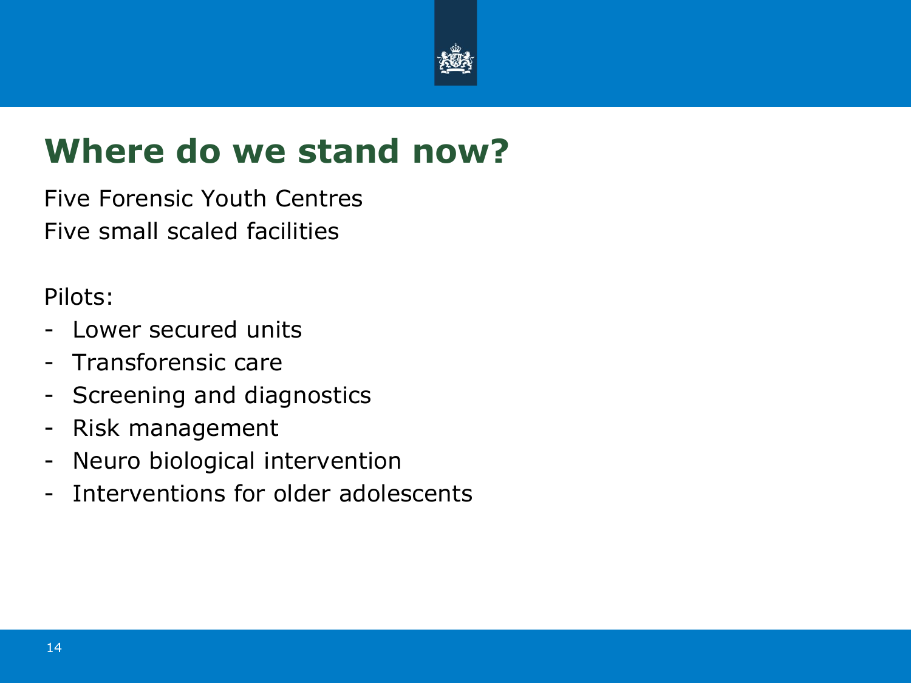# Where do we stand now?

Five Forensic Youth Centres
Five small scaled facilities

Pilots:

- Lower secured units
- Transforensic care
- Screening and diagnostics
- Risk management
- Neuro biological intervention
- Interventions for older adolescents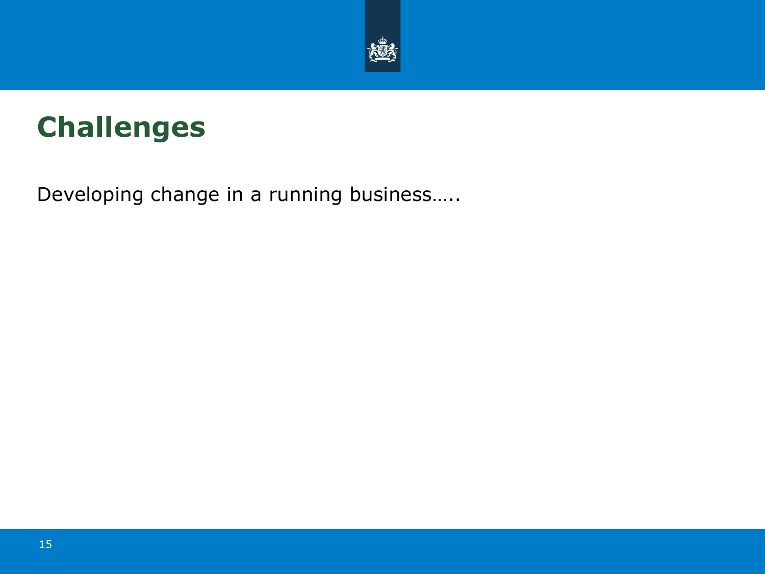# Challenges

Developing change in a running business…..